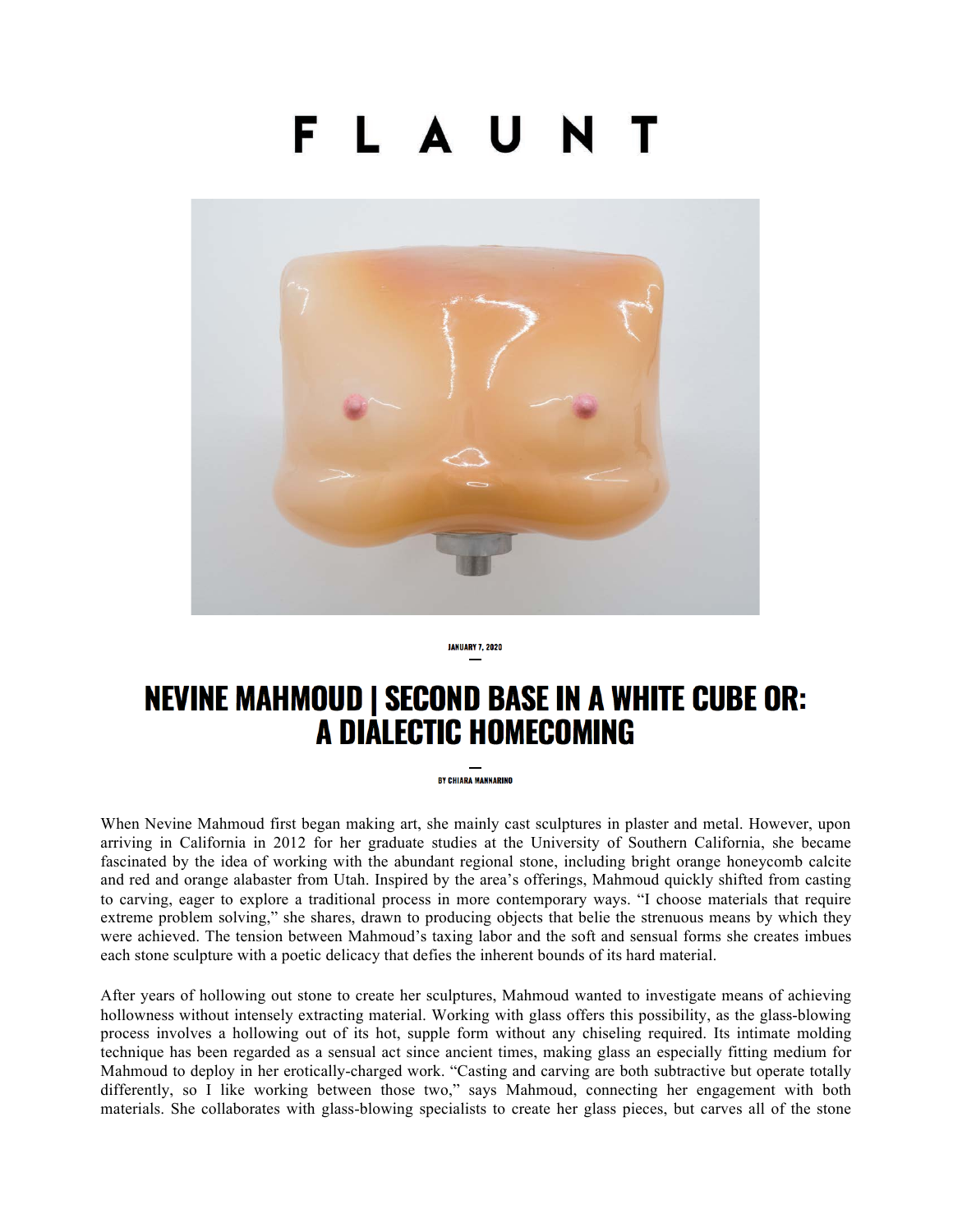# FLAUNT

JANUARY 7, 2020

## NEVINE MAHMOUD | SECOND BASE IN A WHITE CUBE OR: A DIALECTIC HOMECOMING

BY CHIARA MANNARINO

When Nevine Mahmoud first began making art, she mainly cast sculptures in plaster and metal. However, upon arriving in California in 2012 for her graduate studies at the University of Southern California, she became fascinated by the idea of working with the abundant regional stone, including bright orange honeycomb calcite and red and orange alabaster from Utah. Inspired by the area's offerings, Mahmoud quickly shifted from casting to carving, eager to explore a traditional process in more contemporary ways. "I choose materials that require extreme problem solving," she shares, drawn to producing objects that belie the strenuous means by which they were achieved. The tension between Mahmoud's taxing labor and the soft and sensual forms she creates imbues each stone sculpture with a poetic delicacy that defies the inherent bounds of its hard material.

After years of hollowing out stone to create her sculptures, Mahmoud wanted to investigate means of achieving hollowness without intensely extracting material. Working with glass offers this possibility, as the glass-blowing process involves a hollowing out of its hot, supple form without any chiseling required. Its intimate molding technique has been regarded as a sensual act since ancient times, making glass an especially fitting medium for Mahmoud to deploy in her erotically-charged work. "Casting and carving are both subtractive but operate totally differently, so I like working between those two," says Mahmoud, connecting her engagement with both materials. She collaborates with glass-blowing specialists to create her glass pieces, but carves all of the stone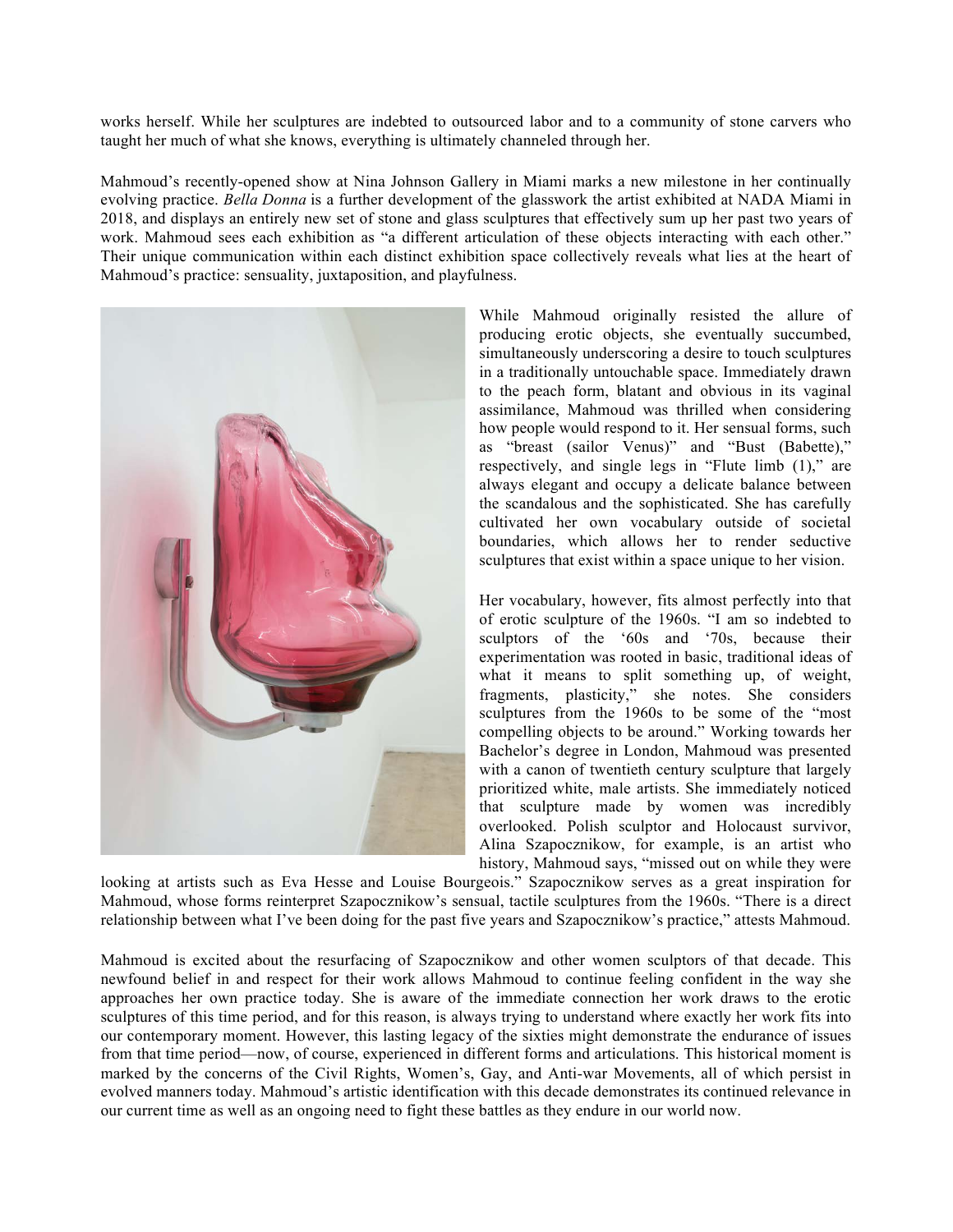works herself. While her sculptures are indebted to outsourced labor and to a community of stone carvers who taught her much of what she knows, everything is ultimately channeled through her.

Mahmoud's recently-opened show at Nina Johnson Gallery in Miami marks a new milestone in her continually evolving practice. *Bella Donna* is a further development of the glasswork the artist exhibited at NADA Miami in 2018, and displays an entirely new set of stone and glass sculptures that effectively sum up her past two years of work. Mahmoud sees each exhibition as "a different articulation of these objects interacting with each other." Their unique communication within each distinct exhibition space collectively reveals what lies at the heart of Mahmoud's practice: sensuality, juxtaposition, and playfulness.

While Mahmoud originally resisted the allure of producing erotic objects, she eventually succumbed, simultaneously underscoring a desire to touch sculptures in a traditionally untouchable space. Immediately drawn to the peach form, blatant and obvious in its vaginal assimilance, Mahmoud was thrilled when considering how people would respond to it. Her sensual forms, such as "breast (sailor Venus)" and "Bust (Babette)," respectively, and single legs in "Flute limb (1)," are always elegant and occupy a delicate balance between the scandalous and the sophisticated. She has carefully cultivated her own vocabulary outside of societal boundaries, which allows her to render seductive sculptures that exist within a space unique to her vision.

Her vocabulary, however, fits almost perfectly into that of erotic sculpture of the 1960s. "I am so indebted to sculptors of the '60s and '70s, because their experimentation was rooted in basic, traditional ideas of what it means to split something up, of weight, fragments, plasticity," she notes. She considers sculptures from the 1960s to be some of the "most compelling objects to be around." Working towards her Bachelor's degree in London, Mahmoud was presented with a canon of twentieth century sculpture that largely prioritized white, male artists. She immediately noticed that sculpture made by women was incredibly overlooked. Polish sculptor and Holocaust survivor, Alina Szapocznikow, for example, is an artist who history, Mahmoud says, "missed out on while they were looking at artists such as Eva Hesse and Louise Bourgeois." Szapocznikow serves as a great inspiration for Mahmoud, whose forms reinterpret Szapocznikow's sensual, tactile sculptures from the 1960s. "There is a direct relationship between what I've been doing for the past five years and Szapocznikow's practice," attests Mahmoud.

Mahmoud is excited about the resurfacing of Szapocznikow and other women sculptors of that decade. This newfound belief in and respect for their work allows Mahmoud to continue feeling confident in the way she approaches her own practice today. She is aware of the immediate connection her work draws to the erotic sculptures of this time period, and for this reason, is always trying to understand where exactly her work fits into our contemporary moment. However, this lasting legacy of the sixties might demonstrate the endurance of issues from that time period—now, of course, experienced in different forms and articulations. This historical moment is marked by the concerns of the Civil Rights, Women's, Gay, and Anti-war Movements, all of which persist in evolved manners today. Mahmoud's artistic identification with this decade demonstrates its continued relevance in our current time as well as an ongoing need to fight these battles as they endure in our world now.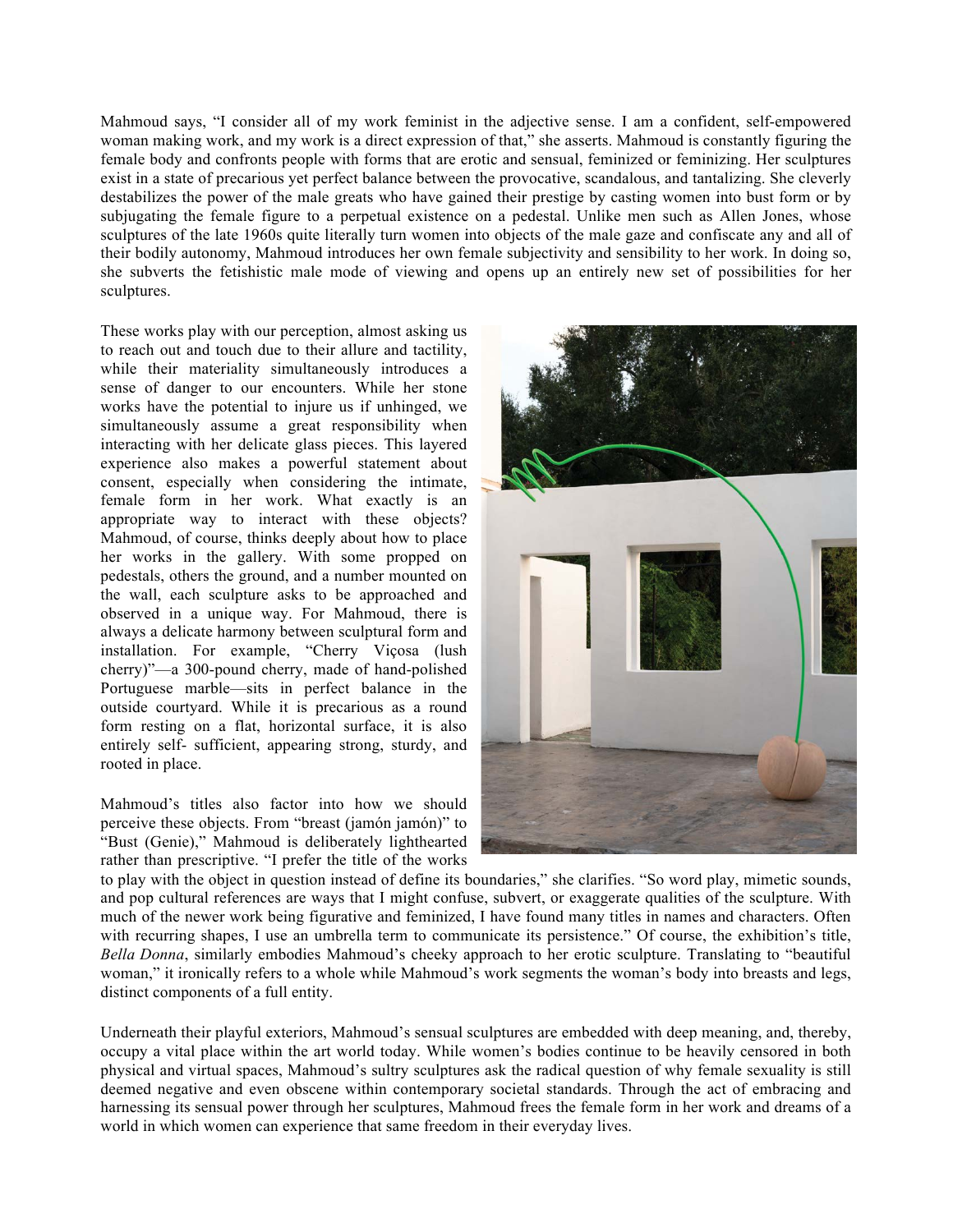Mahmoud says, "I consider all of my work feminist in the adjective sense. I am a confident, self-empowered woman making work, and my work is a direct expression of that," she asserts. Mahmoud is constantly figuring the female body and confronts people with forms that are erotic and sensual, feminized or feminizing. Her sculptures exist in a state of precarious yet perfect balance between the provocative, scandalous, and tantalizing. She cleverly destabilizes the power of the male greats who have gained their prestige by casting women into bust form or by subjugating the female figure to a perpetual existence on a pedestal. Unlike men such as Allen Jones, whose sculptures of the late 1960s quite literally turn women into objects of the male gaze and confiscate any and all of their bodily autonomy, Mahmoud introduces her own female subjectivity and sensibility to her work. In doing so, she subverts the fetishistic male mode of viewing and opens up an entirely new set of possibilities for her sculptures.

These works play with our perception, almost asking us to reach out and touch due to their allure and tactility, while their materiality simultaneously introduces a sense of danger to our encounters. While her stone works have the potential to injure us if unhinged, we simultaneously assume a great responsibility when interacting with her delicate glass pieces. This layered experience also makes a powerful statement about consent, especially when considering the intimate, female form in her work. What exactly is an appropriate way to interact with these objects? Mahmoud, of course, thinks deeply about how to place her works in the gallery. With some propped on pedestals, others the ground, and a number mounted on the wall, each sculpture asks to be approached and observed in a unique way. For Mahmoud, there is always a delicate harmony between sculptural form and installation. For example, "Cherry Viçosa (lush cherry)"—a 300-pound cherry, made of hand-polished Portuguese marble—sits in perfect balance in the outside courtyard. While it is precarious as a round form resting on a flat, horizontal surface, it is also entirely self- sufficient, appearing strong, sturdy, and rooted in place.

Mahmoud's titles also factor into how we should perceive these objects. From "breast (jamón jamón)" to "Bust (Genie)," Mahmoud is deliberately lighthearted rather than prescriptive. "I prefer the title of the works to play with the object in question instead of define its boundaries," she clarifies. "So word play, mimetic sounds, and pop cultural references are ways that I might confuse, subvert, or exaggerate qualities of the sculpture. With much of the newer work being figurative and feminized, I have found many titles in names and characters. Often with recurring shapes, I use an umbrella term to communicate its persistence." Of course, the exhibition's title, *Bella Donna*, similarly embodies Mahmoud's cheeky approach to her erotic sculpture. Translating to "beautiful woman," it ironically refers to a whole while Mahmoud's work segments the woman's body into breasts and legs, distinct components of a full entity.

Underneath their playful exteriors, Mahmoud's sensual sculptures are embedded with deep meaning, and, thereby, occupy a vital place within the art world today. While women's bodies continue to be heavily censored in both physical and virtual spaces, Mahmoud's sultry sculptures ask the radical question of why female sexuality is still deemed negative and even obscene within contemporary societal standards. Through the act of embracing and harnessing its sensual power through her sculptures, Mahmoud frees the female form in her work and dreams of a world in which women can experience that same freedom in their everyday lives.